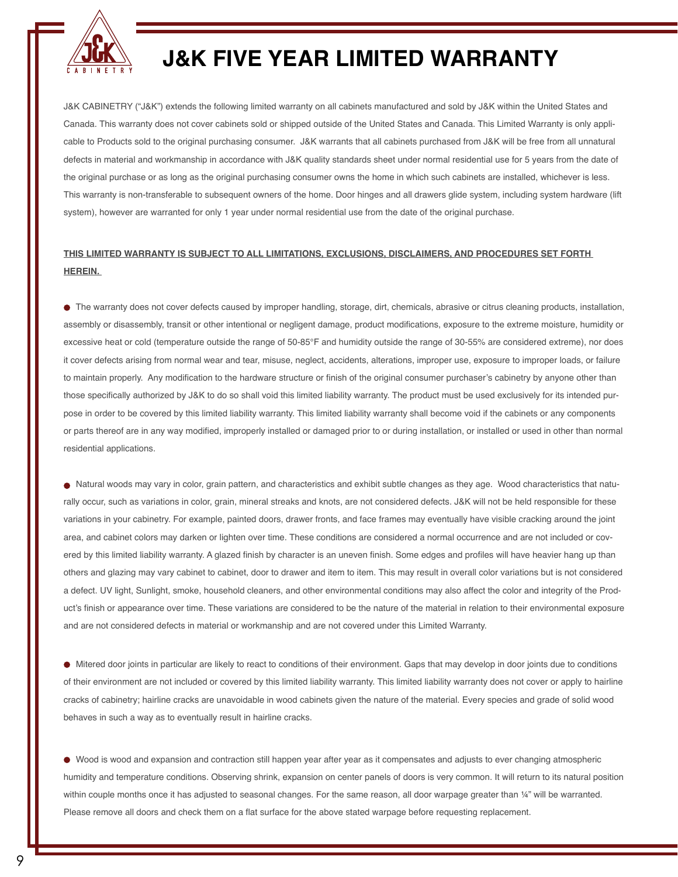# J&K FIVE YEAR LIMITED WARRANTY

J&K CABINETRY ("J&K") extends the following limited warranty on all cabinets manufactured and sold by J&K within the United States and Canada. This warranty does not cover cabinets sold or shipped outside of the United States and Canada. This Limited Warranty is only applicable to Products sold to the original purchasing consumer. J&K warrants that all cabinets purchased from J&K will be free from all unnatural defects in material and workmanship in accordance with J&K quality standards sheet under normal residential use for 5 years from the date of the original purchase or as long as the original purchasing consumer owns the home in which such cabinets are installed, whichever is less. This warranty is non-transferable to subsequent owners of the home. Door hinges and all drawers glide system, including system hardware (lift system), however are warranted for only 1 year under normal residential use from the date of the original purchase.

**THIS LIMITED WARRANTY IS SUBJECT TO ALL LIMITATIONS, EXCLUSIONS, DISCLAIMERS, AND PROCEDURES SET FORTH HEREIN.**

- The warranty does not cover defects caused by improper handling, storage, dirt, chemicals, abrasive or citrus cleaning products, installation, assembly or disassembly, transit or other intentional or negligent damage, product modifications, exposure to the extreme moisture, humidity or excessive heat or cold (temperature outside the range of 50-85°F and humidity outside the range of 30-55% are considered extreme), nor does it cover defects arising from normal wear and tear, misuse, neglect, accidents, alterations, improper use, exposure to improper loads, or failure to maintain properly. Any modification to the hardware structure or finish of the original consumer purchaser's cabinetry by anyone other than those specifically authorized by J&K to do so shall void this limited liability warranty. The product must be used exclusively for its intended purpose in order to be covered by this limited liability warranty. This limited liability warranty shall become void if the cabinets or any components or parts thereof are in any way modified, improperly installed or damaged prior to or during installation, or installed or used in other than normal residential applications.

- Natural woods may vary in color, grain pattern, and characteristics and exhibit subtle changes as they age. Wood characteristics that naturally occur, such as variations in color, grain, mineral streaks and knots, are not considered defects. J&K will not be held responsible for these variations in your cabinetry. For example, painted doors, drawer fronts, and face frames may eventually have visible cracking around the joint area, and cabinet colors may darken or lighten over time. These conditions are considered a normal occurrence and are not included or covered by this limited liability warranty. A glazed finish by character is an uneven finish. Some edges and profiles will have heavier hang up than others and glazing may vary cabinet to cabinet, door to drawer and item to item. This may result in overall color variations but is not considered a defect. UV light, Sunlight, smoke, household cleaners, and other environmental conditions may also affect the color and integrity of the Product's finish or appearance over time. These variations are considered to be the nature of the material in relation to their environmental exposure and are not considered defects in material or workmanship and are not covered under this Limited Warranty.

- Mitered door joints in particular are likely to react to conditions of their environment. Gaps that may develop in door joints due to conditions of their environment are not included or covered by this limited liability warranty. This limited liability warranty does not cover or apply to hairline cracks of cabinetry; hairline cracks are unavoidable in wood cabinets given the nature of the material. Every species and grade of solid wood behaves in such a way as to eventually result in hairline cracks.

- Wood is wood and expansion and contraction still happen year after year as it compensates and adjusts to ever changing atmospheric humidity and temperature conditions. Observing shrink, expansion on center panels of doors is very common. It will return to its natural position within couple months once it has adjusted to seasonal changes. For the same reason, all door warpage greater than ¼" will be warranted. Please remove all doors and check them on a flat surface for the above stated warpage before requesting replacement.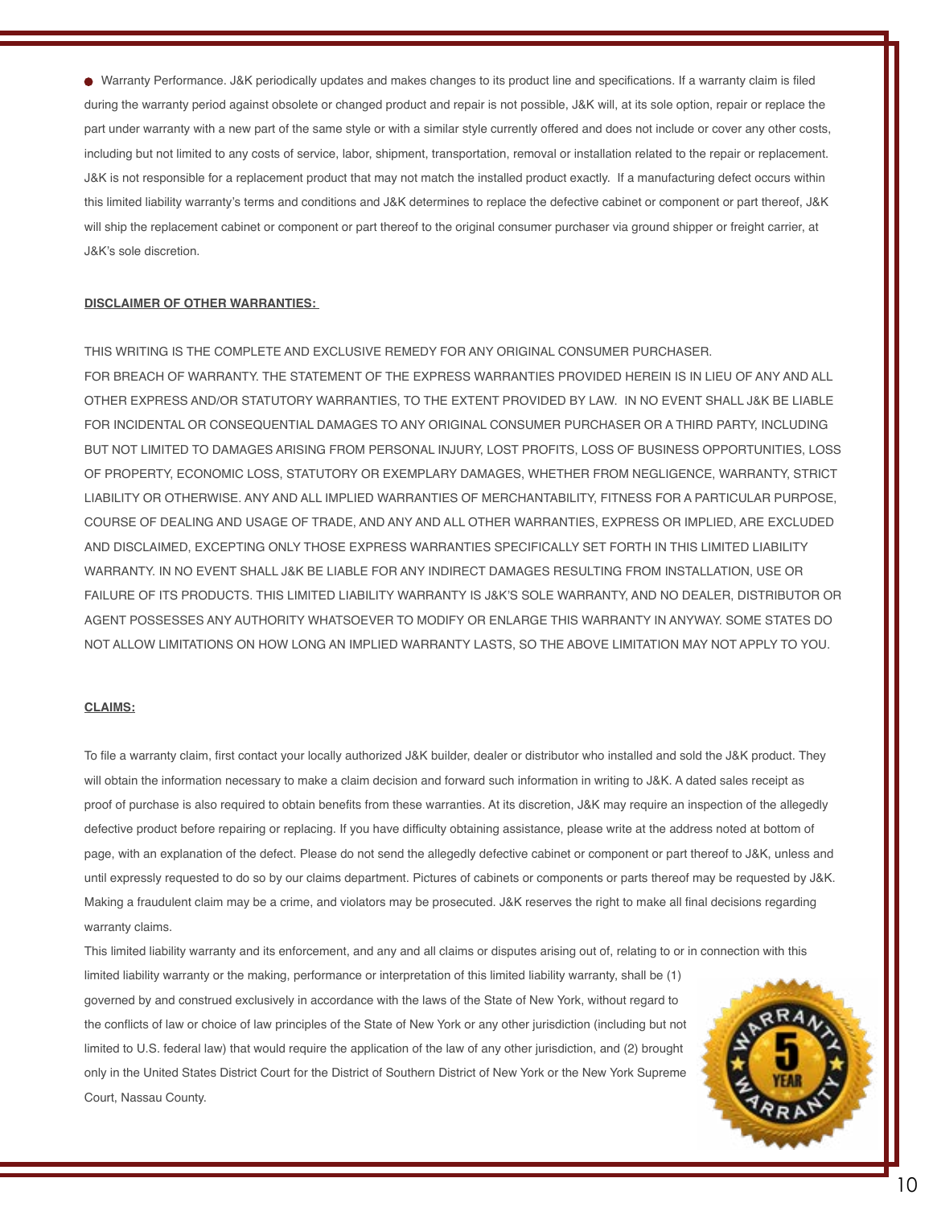- Warranty Performance. J&K periodically updates and makes changes to its product line and specifications. If a warranty claim is filed during the warranty period against obsolete or changed product and repair is not possible, J&K will, at its sole option, repair or replace the part under warranty with a new part of the same style or with a similar style currently offered and does not include or cover any other costs, including but not limited to any costs of service, labor, shipment, transportation, removal or installation related to the repair or replacement. J&K is not responsible for a replacement product that may not match the installed product exactly. If a manufacturing defect occurs within this limited liability warranty's terms and conditions and J&K determines to replace the defective cabinet or component or part thereof, J&K will ship the replacement cabinet or component or part thereof to the original consumer purchaser via ground shipper or freight carrier, at J&K's sole discretion.

**DISCLAIMER OF OTHER WARRANTIES:**

THIS WRITING IS THE COMPLETE AND EXCLUSIVE REMEDY FOR ANY ORIGINAL CONSUMER PURCHASER.
FOR BREACH OF WARRANTY. THE STATEMENT OF THE EXPRESS WARRANTIES PROVIDED HEREIN IS IN LIEU OF ANY AND ALL OTHER EXPRESS AND/OR STATUTORY WARRANTIES, TO THE EXTENT PROVIDED BY LAW. IN NO EVENT SHALL J&K BE LIABLE FOR INCIDENTAL OR CONSEQUENTIAL DAMAGES TO ANY ORIGINAL CONSUMER PURCHASER OR A THIRD PARTY, INCLUDING BUT NOT LIMITED TO DAMAGES ARISING FROM PERSONAL INJURY, LOST PROFITS, LOSS OF BUSINESS OPPORTUNITIES, LOSS OF PROPERTY, ECONOMIC LOSS, STATUTORY OR EXEMPLARY DAMAGES, WHETHER FROM NEGLIGENCE, WARRANTY, STRICT LIABILITY OR OTHERWISE. ANY AND ALL IMPLIED WARRANTIES OF MERCHANTABILITY, FITNESS FOR A PARTICULAR PURPOSE, COURSE OF DEALING AND USAGE OF TRADE, AND ANY AND ALL OTHER WARRANTIES, EXPRESS OR IMPLIED, ARE EXCLUDED AND DISCLAIMED, EXCEPTING ONLY THOSE EXPRESS WARRANTIES SPECIFICALLY SET FORTH IN THIS LIMITED LIABILITY WARRANTY. IN NO EVENT SHALL J&K BE LIABLE FOR ANY INDIRECT DAMAGES RESULTING FROM INSTALLATION, USE OR FAILURE OF ITS PRODUCTS. THIS LIMITED LIABILITY WARRANTY IS J&K'S SOLE WARRANTY, AND NO DEALER, DISTRIBUTOR OR AGENT POSSESSES ANY AUTHORITY WHATSOEVER TO MODIFY OR ENLARGE THIS WARRANTY IN ANYWAY. SOME STATES DO NOT ALLOW LIMITATIONS ON HOW LONG AN IMPLIED WARRANTY LASTS, SO THE ABOVE LIMITATION MAY NOT APPLY TO YOU.

**CLAIMS:**

To file a warranty claim, first contact your locally authorized J&K builder, dealer or distributor who installed and sold the J&K product. They will obtain the information necessary to make a claim decision and forward such information in writing to J&K. A dated sales receipt as proof of purchase is also required to obtain benefits from these warranties. At its discretion, J&K may require an inspection of the allegedly defective product before repairing or replacing. If you have difficulty obtaining assistance, please write at the address noted at bottom of page, with an explanation of the defect. Please do not send the allegedly defective cabinet or component or part thereof to J&K, unless and until expressly requested to do so by our claims department. Pictures of cabinets or components or parts thereof may be requested by J&K. Making a fraudulent claim may be a crime, and violators may be prosecuted. J&K reserves the right to make all final decisions regarding warranty claims.

This limited liability warranty and its enforcement, and any and all claims or disputes arising out of, relating to or in connection with this limited liability warranty or the making, performance or interpretation of this limited liability warranty, shall be (1) governed by and construed exclusively in accordance with the laws of the State of New York, without regard to the conflicts of law or choice of law principles of the State of New York or any other jurisdiction (including but not limited to U.S. federal law) that would require the application of the law of any other jurisdiction, and (2) brought only in the United States District Court for the District of Southern District of New York or the New York Supreme Court, Nassau County.